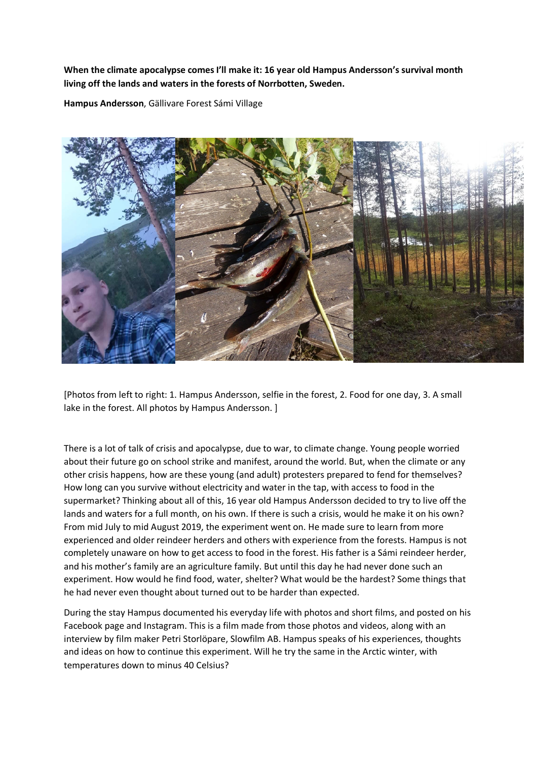**When the climate apocalypse comes I'll make it: 16 year old Hampus Andersson's survival month living off the lands and waters in the forests of Norrbotten, Sweden.**

**Hampus Andersson**, Gällivare Forest Sámi Village

[Photos from left to right: 1. Hampus Andersson, selfie in the forest, 2. Food for one day, 3. A small lake in the forest. All photos by Hampus Andersson. ]

There is a lot of talk of crisis and apocalypse, due to war, to climate change. Young people worried about their future go on school strike and manifest, around the world. But, when the climate or any other crisis happens, how are these young (and adult) protesters prepared to fend for themselves? How long can you survive without electricity and water in the tap, with access to food in the supermarket? Thinking about all of this, 16 year old Hampus Andersson decided to try to live off the lands and waters for a full month, on his own. If there is such a crisis, would he make it on his own? From mid July to mid August 2019, the experiment went on. He made sure to learn from more experienced and older reindeer herders and others with experience from the forests. Hampus is not completely unaware on how to get access to food in the forest. His father is a Sámi reindeer herder, and his mother's family are an agriculture family. But until this day he had never done such an experiment. How would he find food, water, shelter? What would be the hardest? Some things that he had never even thought about turned out to be harder than expected.

During the stay Hampus documented his everyday life with photos and short films, and posted on his Facebook page and Instagram. This is a film made from those photos and videos, along with an interview by film maker Petri Storlöpare, Slowfilm AB. Hampus speaks of his experiences, thoughts and ideas on how to continue this experiment. Will he try the same in the Arctic winter, with temperatures down to minus 40 Celsius?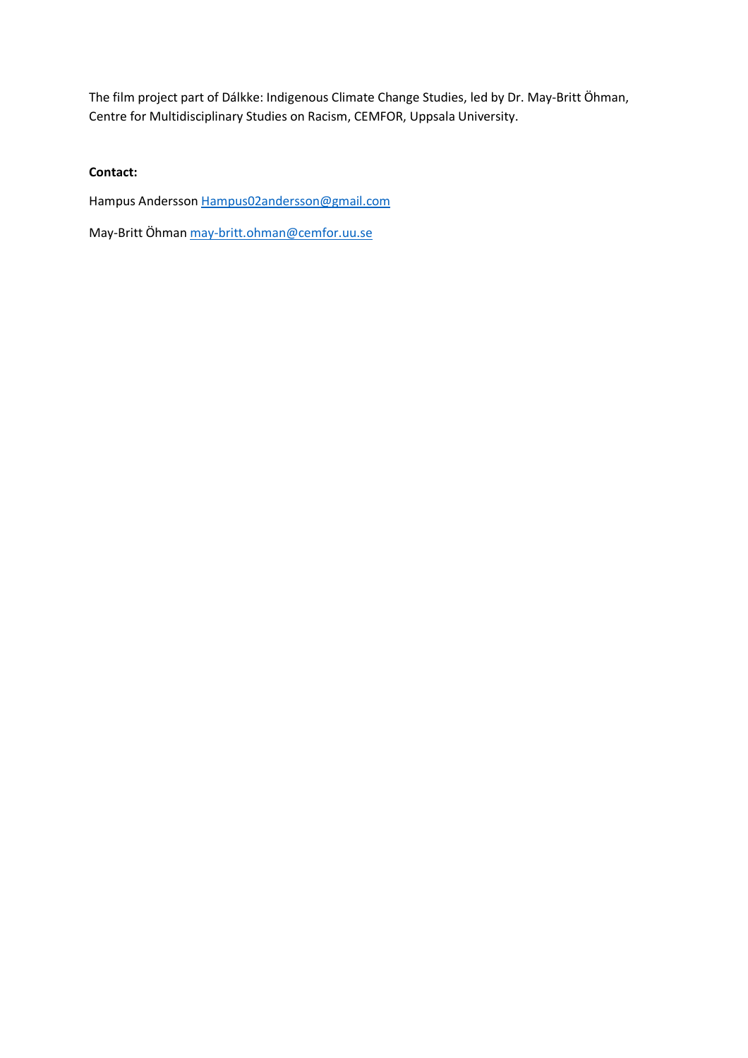The film project part of Dálkke: Indigenous Climate Change Studies, led by Dr. May-Britt Öhman, Centre for Multidisciplinary Studies on Racism, CEMFOR, Uppsala University.

**Contact:**

Hampus Andersson Hampus02andersson@gmail.com

May-Britt Öhman may-britt.ohman@cemfor.uu.se